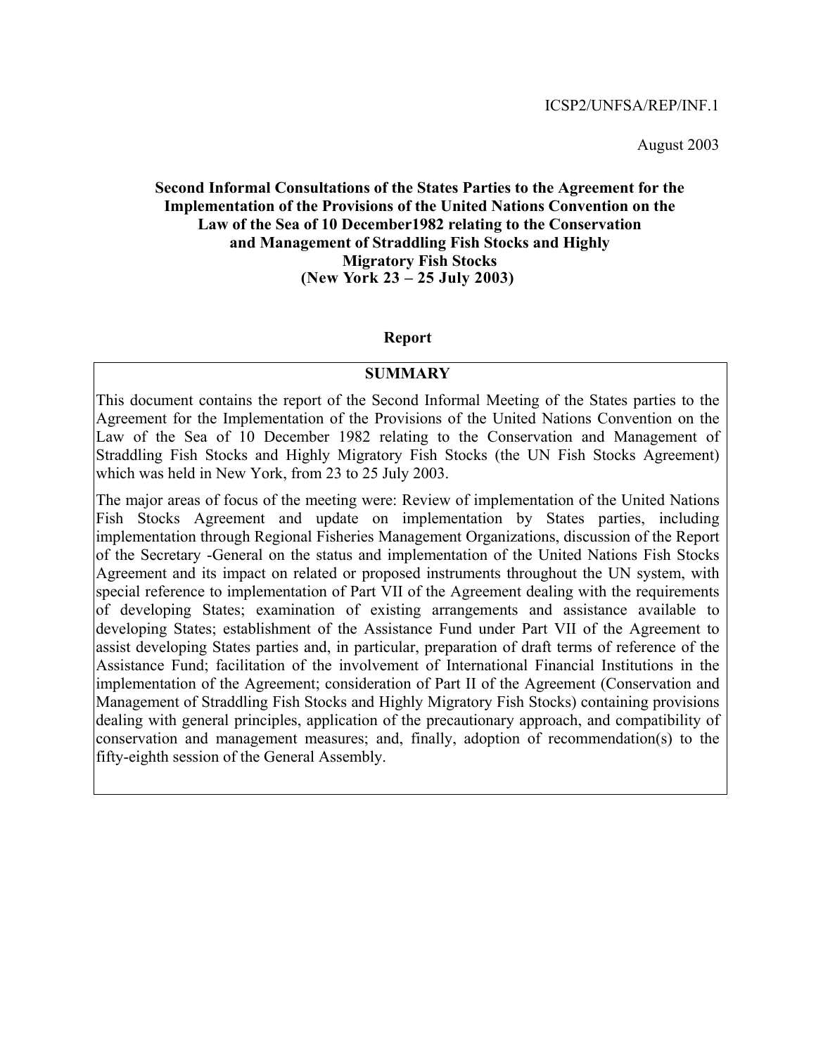ICSP2/UNFSA/REP/INF.1

August 2003

# Second Informal Consultations of the States Parties to the Agreement for the Implementation of the Provisions of the United Nations Convention on the Law of the Sea of 10 December1982 relating to the Conservation and Management of Straddling Fish Stocks and Highly Migratory Fish Stocks (New York 23 – 25 July 2003)

## Report

**SUMMARY**

This document contains the report of the Second Informal Meeting of the States parties to the Agreement for the Implementation of the Provisions of the United Nations Convention on the Law of the Sea of 10 December 1982 relating to the Conservation and Management of Straddling Fish Stocks and Highly Migratory Fish Stocks (the UN Fish Stocks Agreement) which was held in New York, from 23 to 25 July 2003.

The major areas of focus of the meeting were: Review of implementation of the United Nations Fish Stocks Agreement and update on implementation by States parties, including implementation through Regional Fisheries Management Organizations, discussion of the Report of the Secretary -General on the status and implementation of the United Nations Fish Stocks Agreement and its impact on related or proposed instruments throughout the UN system, with special reference to implementation of Part VII of the Agreement dealing with the requirements of developing States; examination of existing arrangements and assistance available to developing States; establishment of the Assistance Fund under Part VII of the Agreement to assist developing States parties and, in particular, preparation of draft terms of reference of the Assistance Fund; facilitation of the involvement of International Financial Institutions in the implementation of the Agreement; consideration of Part II of the Agreement (Conservation and Management of Straddling Fish Stocks and Highly Migratory Fish Stocks) containing provisions dealing with general principles, application of the precautionary approach, and compatibility of conservation and management measures; and, finally, adoption of recommendation(s) to the fifty-eighth session of the General Assembly.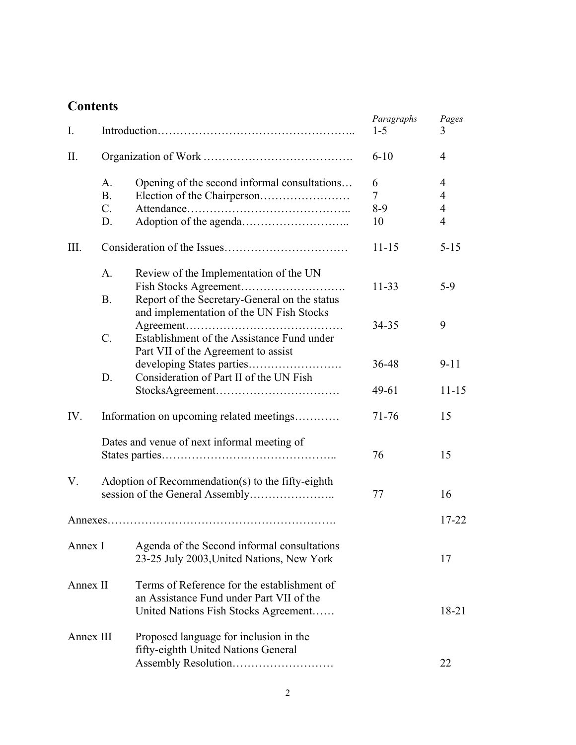## Contents

| | | | *Paragraphs* | *Pages* |
|---|---|---|---|---|
| I. | Introduction | | 1-5 | 3 |
| II. | Organization of Work | | 6-10 | 4 |
| | A. | Opening of the second informal consultations | 6 | 4 |
| | B. | Election of the Chairperson | 7 | 4 |
| | C. | Attendance | 8-9 | 4 |
| | D. | Adoption of the agenda | 10 | 4 |
| III. | Consideration of the Issues | | 11-15 | 5-15 |
| | A. | Review of the Implementation of the UN Fish Stocks Agreement | 11-33 | 5-9 |
| | B. | Report of the Secretary-General on the status and implementation of the UN Fish Stocks Agreement | 34-35 | 9 |
| | C. | Establishment of the Assistance Fund under Part VII of the Agreement to assist developing States parties | 36-48 | 9-11 |
| | D. | Consideration of Part II of the UN Fish StocksAgreement | 49-61 | 11-15 |
| IV. | Information on upcoming related meetings | | 71-76 | 15 |
| | Dates and venue of next informal meeting of States parties | | 76 | 15 |
| V. | Adoption of Recommendation(s) to the fifty-eighth session of the General Assembly | | 77 | 16 |
| Annexes | | | | 17-22 |
| Annex I | Agenda of the Second informal consultations 23-25 July 2003,United Nations, New York | | | 17 |
| Annex II | Terms of Reference for the establishment of an Assistance Fund under Part VII of the United Nations Fish Stocks Agreement | | | 18-21 |
| Annex III | Proposed language for inclusion in the fifty-eighth United Nations General Assembly Resolution | | | 22 |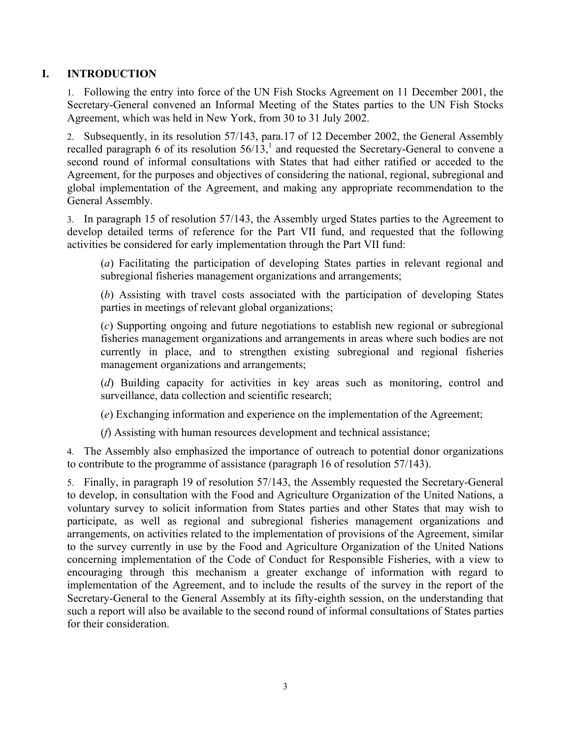# I. INTRODUCTION

1. Following the entry into force of the UN Fish Stocks Agreement on 11 December 2001, the Secretary-General convened an Informal Meeting of the States parties to the UN Fish Stocks Agreement, which was held in New York, from 30 to 31 July 2002.

2. Subsequently, in its resolution 57/143, para.17 of 12 December 2002, the General Assembly recalled paragraph 6 of its resolution 56/13,[1] and requested the Secretary-General to convene a second round of informal consultations with States that had either ratified or acceded to the Agreement, for the purposes and objectives of considering the national, regional, subregional and global implementation of the Agreement, and making any appropriate recommendation to the General Assembly.

3. In paragraph 15 of resolution 57/143, the Assembly urged States parties to the Agreement to develop detailed terms of reference for the Part VII fund, and requested that the following activities be considered for early implementation through the Part VII fund:

(*a*) Facilitating the participation of developing States parties in relevant regional and subregional fisheries management organizations and arrangements;

(*b*) Assisting with travel costs associated with the participation of developing States parties in meetings of relevant global organizations;

(*c*) Supporting ongoing and future negotiations to establish new regional or subregional fisheries management organizations and arrangements in areas where such bodies are not currently in place, and to strengthen existing subregional and regional fisheries management organizations and arrangements;

(*d*) Building capacity for activities in key areas such as monitoring, control and surveillance, data collection and scientific research;

(*e*) Exchanging information and experience on the implementation of the Agreement;

(*f*) Assisting with human resources development and technical assistance;

4. The Assembly also emphasized the importance of outreach to potential donor organizations to contribute to the programme of assistance (paragraph 16 of resolution 57/143).

5. Finally, in paragraph 19 of resolution 57/143, the Assembly requested the Secretary-General to develop, in consultation with the Food and Agriculture Organization of the United Nations, a voluntary survey to solicit information from States parties and other States that may wish to participate, as well as regional and subregional fisheries management organizations and arrangements, on activities related to the implementation of provisions of the Agreement, similar to the survey currently in use by the Food and Agriculture Organization of the United Nations concerning implementation of the Code of Conduct for Responsible Fisheries, with a view to encouraging through this mechanism a greater exchange of information with regard to implementation of the Agreement, and to include the results of the survey in the report of the Secretary-General to the General Assembly at its fifty-eighth session, on the understanding that such a report will also be available to the second round of informal consultations of States parties for their consideration.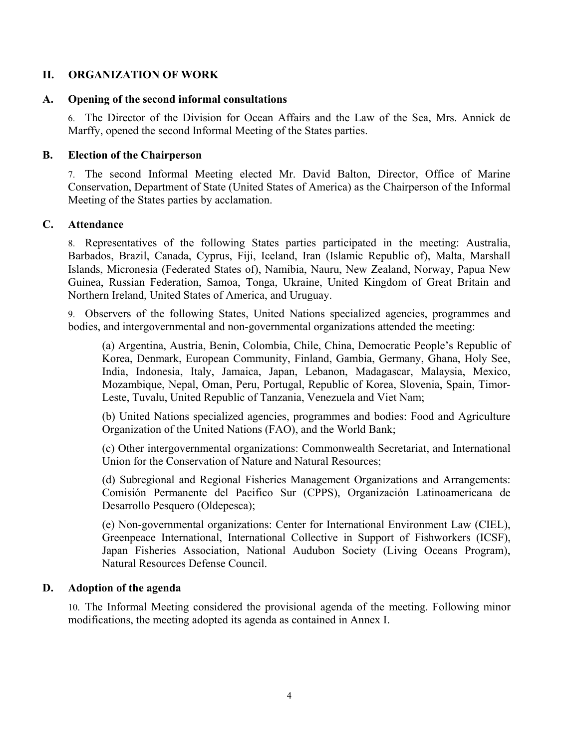## II. ORGANIZATION OF WORK

### A. Opening of the second informal consultations

6. The Director of the Division for Ocean Affairs and the Law of the Sea, Mrs. Annick de Marffy, opened the second Informal Meeting of the States parties.

### B. Election of the Chairperson

7. The second Informal Meeting elected Mr. David Balton, Director, Office of Marine Conservation, Department of State (United States of America) as the Chairperson of the Informal Meeting of the States parties by acclamation.

### C. Attendance

8. Representatives of the following States parties participated in the meeting: Australia, Barbados, Brazil, Canada, Cyprus, Fiji, Iceland, Iran (Islamic Republic of), Malta, Marshall Islands, Micronesia (Federated States of), Namibia, Nauru, New Zealand, Norway, Papua New Guinea, Russian Federation, Samoa, Tonga, Ukraine, United Kingdom of Great Britain and Northern Ireland, United States of America, and Uruguay.

9. Observers of the following States, United Nations specialized agencies, programmes and bodies, and intergovernmental and non-governmental organizations attended the meeting:

(a) Argentina, Austria, Benin, Colombia, Chile, China, Democratic People's Republic of Korea, Denmark, European Community, Finland, Gambia, Germany, Ghana, Holy See, India, Indonesia, Italy, Jamaica, Japan, Lebanon, Madagascar, Malaysia, Mexico, Mozambique, Nepal, Oman, Peru, Portugal, Republic of Korea, Slovenia, Spain, Timor-Leste, Tuvalu, United Republic of Tanzania, Venezuela and Viet Nam;

(b) United Nations specialized agencies, programmes and bodies: Food and Agriculture Organization of the United Nations (FAO), and the World Bank;

(c) Other intergovernmental organizations: Commonwealth Secretariat, and International Union for the Conservation of Nature and Natural Resources;

(d) Subregional and Regional Fisheries Management Organizations and Arrangements: Comisión Permanente del Pacifico Sur (CPPS), Organización Latinoamericana de Desarrollo Pesquero (Oldepesca);

(e) Non-governmental organizations: Center for International Environment Law (CIEL), Greenpeace International, International Collective in Support of Fishworkers (ICSF), Japan Fisheries Association, National Audubon Society (Living Oceans Program), Natural Resources Defense Council.

### D. Adoption of the agenda

10. The Informal Meeting considered the provisional agenda of the meeting. Following minor modifications, the meeting adopted its agenda as contained in Annex I.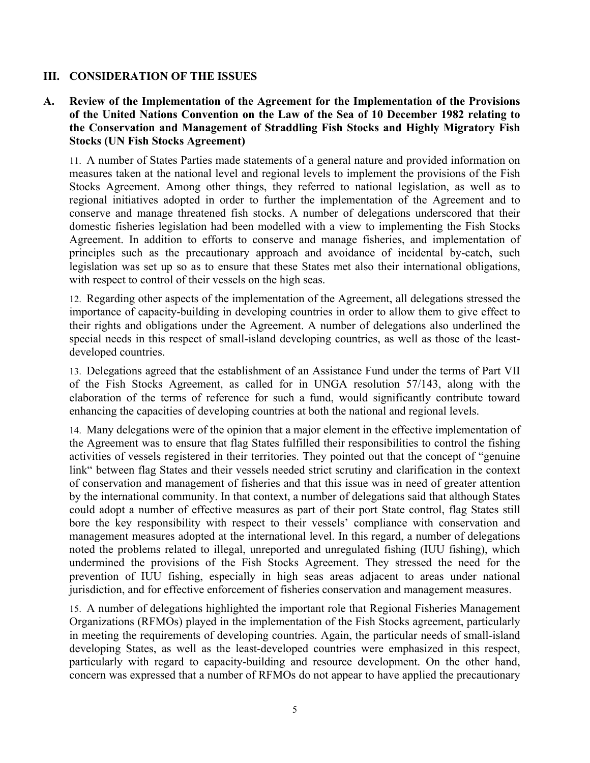## III. CONSIDERATION OF THE ISSUES

### A. Review of the Implementation of the Agreement for the Implementation of the Provisions of the United Nations Convention on the Law of the Sea of 10 December 1982 relating to the Conservation and Management of Straddling Fish Stocks and Highly Migratory Fish Stocks (UN Fish Stocks Agreement)

11. A number of States Parties made statements of a general nature and provided information on measures taken at the national level and regional levels to implement the provisions of the Fish Stocks Agreement. Among other things, they referred to national legislation, as well as to regional initiatives adopted in order to further the implementation of the Agreement and to conserve and manage threatened fish stocks. A number of delegations underscored that their domestic fisheries legislation had been modelled with a view to implementing the Fish Stocks Agreement. In addition to efforts to conserve and manage fisheries, and implementation of principles such as the precautionary approach and avoidance of incidental by-catch, such legislation was set up so as to ensure that these States met also their international obligations, with respect to control of their vessels on the high seas.

12. Regarding other aspects of the implementation of the Agreement, all delegations stressed the importance of capacity-building in developing countries in order to allow them to give effect to their rights and obligations under the Agreement. A number of delegations also underlined the special needs in this respect of small-island developing countries, as well as those of the least-developed countries.

13. Delegations agreed that the establishment of an Assistance Fund under the terms of Part VII of the Fish Stocks Agreement, as called for in UNGA resolution 57/143, along with the elaboration of the terms of reference for such a fund, would significantly contribute toward enhancing the capacities of developing countries at both the national and regional levels.

14. Many delegations were of the opinion that a major element in the effective implementation of the Agreement was to ensure that flag States fulfilled their responsibilities to control the fishing activities of vessels registered in their territories. They pointed out that the concept of "genuine link" between flag States and their vessels needed strict scrutiny and clarification in the context of conservation and management of fisheries and that this issue was in need of greater attention by the international community. In that context, a number of delegations said that although States could adopt a number of effective measures as part of their port State control, flag States still bore the key responsibility with respect to their vessels' compliance with conservation and management measures adopted at the international level. In this regard, a number of delegations noted the problems related to illegal, unreported and unregulated fishing (IUU fishing), which undermined the provisions of the Fish Stocks Agreement. They stressed the need for the prevention of IUU fishing, especially in high seas areas adjacent to areas under national jurisdiction, and for effective enforcement of fisheries conservation and management measures.

15. A number of delegations highlighted the important role that Regional Fisheries Management Organizations (RFMOs) played in the implementation of the Fish Stocks agreement, particularly in meeting the requirements of developing countries. Again, the particular needs of small-island developing States, as well as the least-developed countries were emphasized in this respect, particularly with regard to capacity-building and resource development. On the other hand, concern was expressed that a number of RFMOs do not appear to have applied the precautionary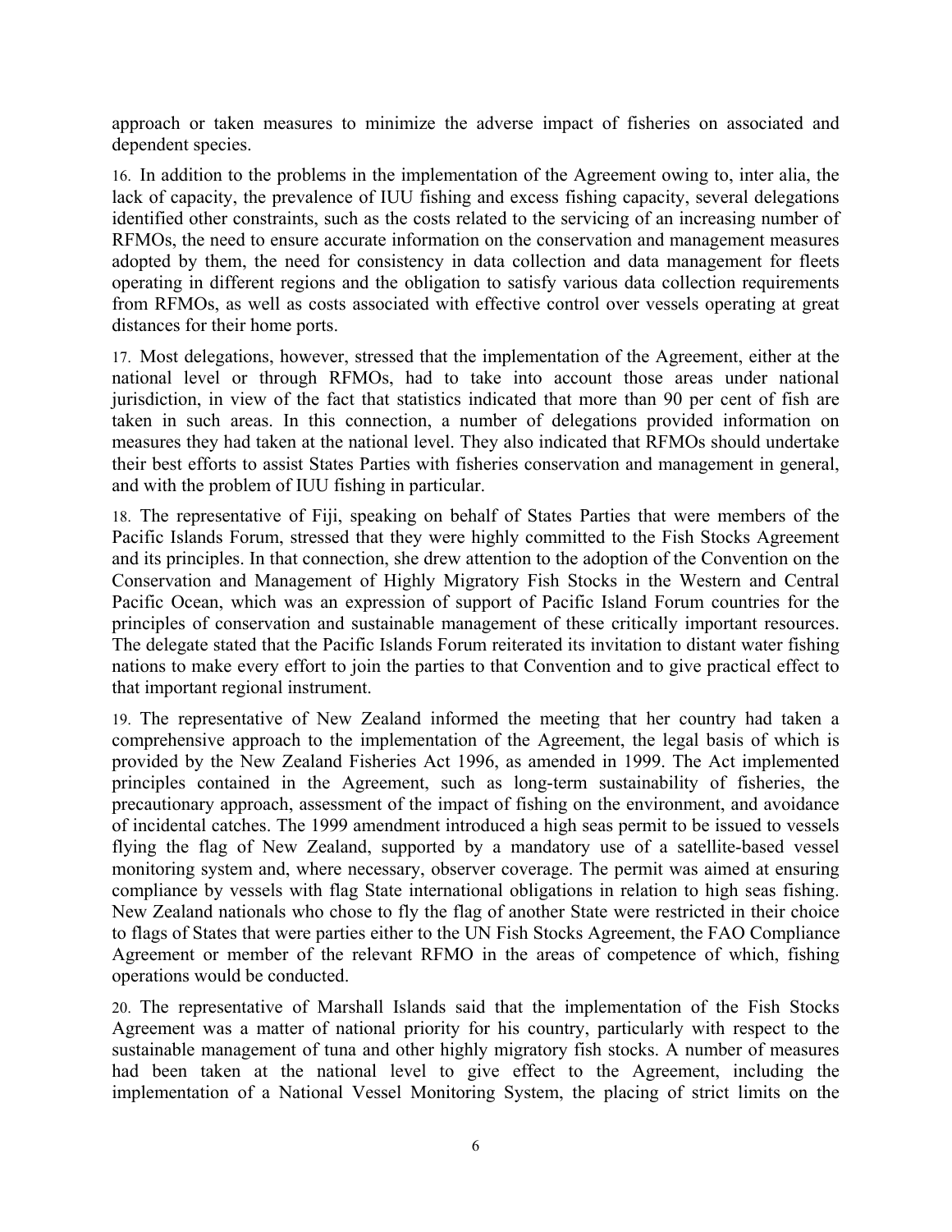approach or taken measures to minimize the adverse impact of fisheries on associated and dependent species.

16. In addition to the problems in the implementation of the Agreement owing to, inter alia, the lack of capacity, the prevalence of IUU fishing and excess fishing capacity, several delegations identified other constraints, such as the costs related to the servicing of an increasing number of RFMOs, the need to ensure accurate information on the conservation and management measures adopted by them, the need for consistency in data collection and data management for fleets operating in different regions and the obligation to satisfy various data collection requirements from RFMOs, as well as costs associated with effective control over vessels operating at great distances for their home ports.

17. Most delegations, however, stressed that the implementation of the Agreement, either at the national level or through RFMOs, had to take into account those areas under national jurisdiction, in view of the fact that statistics indicated that more than 90 per cent of fish are taken in such areas. In this connection, a number of delegations provided information on measures they had taken at the national level. They also indicated that RFMOs should undertake their best efforts to assist States Parties with fisheries conservation and management in general, and with the problem of IUU fishing in particular.

18. The representative of Fiji, speaking on behalf of States Parties that were members of the Pacific Islands Forum, stressed that they were highly committed to the Fish Stocks Agreement and its principles. In that connection, she drew attention to the adoption of the Convention on the Conservation and Management of Highly Migratory Fish Stocks in the Western and Central Pacific Ocean, which was an expression of support of Pacific Island Forum countries for the principles of conservation and sustainable management of these critically important resources. The delegate stated that the Pacific Islands Forum reiterated its invitation to distant water fishing nations to make every effort to join the parties to that Convention and to give practical effect to that important regional instrument.

19. The representative of New Zealand informed the meeting that her country had taken a comprehensive approach to the implementation of the Agreement, the legal basis of which is provided by the New Zealand Fisheries Act 1996, as amended in 1999. The Act implemented principles contained in the Agreement, such as long-term sustainability of fisheries, the precautionary approach, assessment of the impact of fishing on the environment, and avoidance of incidental catches. The 1999 amendment introduced a high seas permit to be issued to vessels flying the flag of New Zealand, supported by a mandatory use of a satellite-based vessel monitoring system and, where necessary, observer coverage. The permit was aimed at ensuring compliance by vessels with flag State international obligations in relation to high seas fishing. New Zealand nationals who chose to fly the flag of another State were restricted in their choice to flags of States that were parties either to the UN Fish Stocks Agreement, the FAO Compliance Agreement or member of the relevant RFMO in the areas of competence of which, fishing operations would be conducted.

20. The representative of Marshall Islands said that the implementation of the Fish Stocks Agreement was a matter of national priority for his country, particularly with respect to the sustainable management of tuna and other highly migratory fish stocks. A number of measures had been taken at the national level to give effect to the Agreement, including the implementation of a National Vessel Monitoring System, the placing of strict limits on the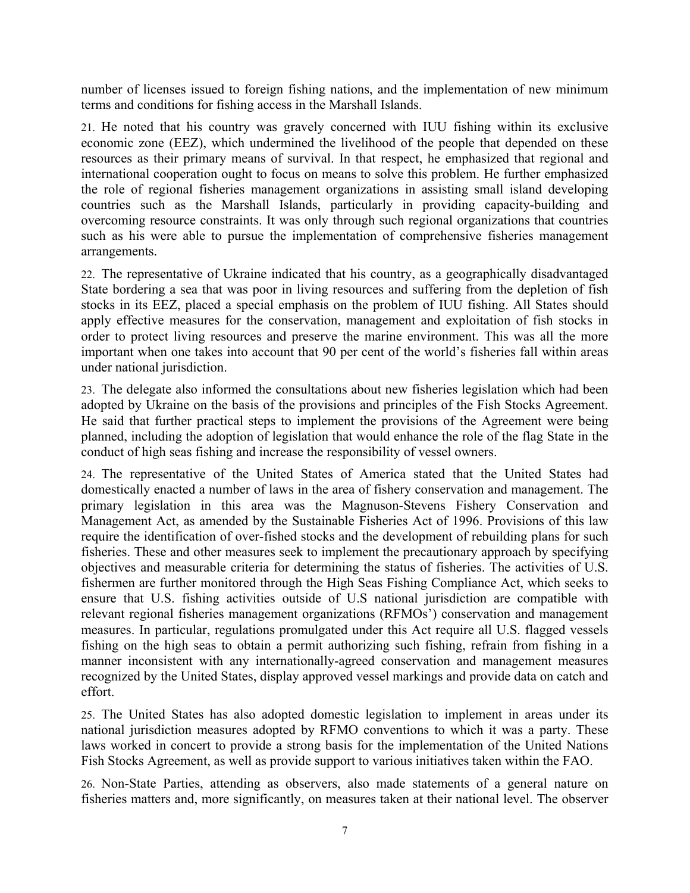number of licenses issued to foreign fishing nations, and the implementation of new minimum terms and conditions for fishing access in the Marshall Islands.

21. He noted that his country was gravely concerned with IUU fishing within its exclusive economic zone (EEZ), which undermined the livelihood of the people that depended on these resources as their primary means of survival. In that respect, he emphasized that regional and international cooperation ought to focus on means to solve this problem. He further emphasized the role of regional fisheries management organizations in assisting small island developing countries such as the Marshall Islands, particularly in providing capacity-building and overcoming resource constraints. It was only through such regional organizations that countries such as his were able to pursue the implementation of comprehensive fisheries management arrangements.

22. The representative of Ukraine indicated that his country, as a geographically disadvantaged State bordering a sea that was poor in living resources and suffering from the depletion of fish stocks in its EEZ, placed a special emphasis on the problem of IUU fishing. All States should apply effective measures for the conservation, management and exploitation of fish stocks in order to protect living resources and preserve the marine environment. This was all the more important when one takes into account that 90 per cent of the world's fisheries fall within areas under national jurisdiction.

23. The delegate also informed the consultations about new fisheries legislation which had been adopted by Ukraine on the basis of the provisions and principles of the Fish Stocks Agreement. He said that further practical steps to implement the provisions of the Agreement were being planned, including the adoption of legislation that would enhance the role of the flag State in the conduct of high seas fishing and increase the responsibility of vessel owners.

24. The representative of the United States of America stated that the United States had domestically enacted a number of laws in the area of fishery conservation and management. The primary legislation in this area was the Magnuson-Stevens Fishery Conservation and Management Act, as amended by the Sustainable Fisheries Act of 1996. Provisions of this law require the identification of over-fished stocks and the development of rebuilding plans for such fisheries. These and other measures seek to implement the precautionary approach by specifying objectives and measurable criteria for determining the status of fisheries. The activities of U.S. fishermen are further monitored through the High Seas Fishing Compliance Act, which seeks to ensure that U.S. fishing activities outside of U.S national jurisdiction are compatible with relevant regional fisheries management organizations (RFMOs') conservation and management measures. In particular, regulations promulgated under this Act require all U.S. flagged vessels fishing on the high seas to obtain a permit authorizing such fishing, refrain from fishing in a manner inconsistent with any internationally-agreed conservation and management measures recognized by the United States, display approved vessel markings and provide data on catch and effort.

25. The United States has also adopted domestic legislation to implement in areas under its national jurisdiction measures adopted by RFMO conventions to which it was a party. These laws worked in concert to provide a strong basis for the implementation of the United Nations Fish Stocks Agreement, as well as provide support to various initiatives taken within the FAO.

26. Non-State Parties, attending as observers, also made statements of a general nature on fisheries matters and, more significantly, on measures taken at their national level. The observer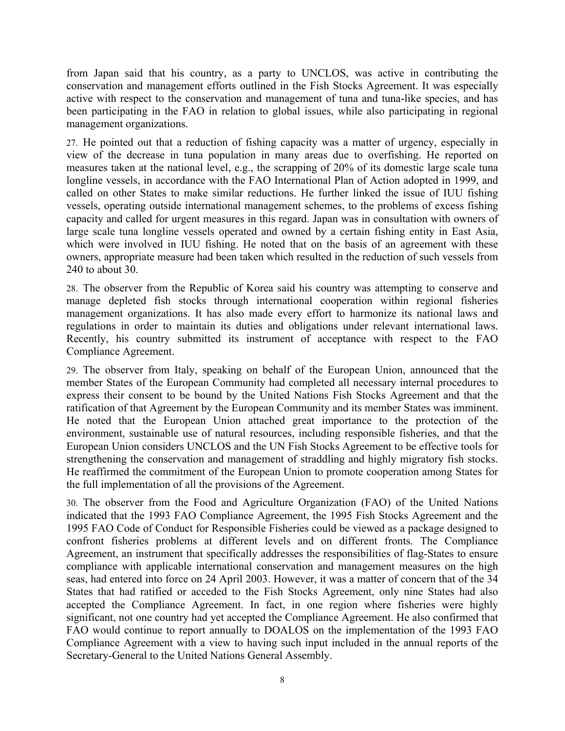from Japan said that his country, as a party to UNCLOS, was active in contributing the conservation and management efforts outlined in the Fish Stocks Agreement. It was especially active with respect to the conservation and management of tuna and tuna-like species, and has been participating in the FAO in relation to global issues, while also participating in regional management organizations.

27. He pointed out that a reduction of fishing capacity was a matter of urgency, especially in view of the decrease in tuna population in many areas due to overfishing. He reported on measures taken at the national level, e.g., the scrapping of 20% of its domestic large scale tuna longline vessels, in accordance with the FAO International Plan of Action adopted in 1999, and called on other States to make similar reductions. He further linked the issue of IUU fishing vessels, operating outside international management schemes, to the problems of excess fishing capacity and called for urgent measures in this regard. Japan was in consultation with owners of large scale tuna longline vessels operated and owned by a certain fishing entity in East Asia, which were involved in IUU fishing. He noted that on the basis of an agreement with these owners, appropriate measure had been taken which resulted in the reduction of such vessels from 240 to about 30.

28. The observer from the Republic of Korea said his country was attempting to conserve and manage depleted fish stocks through international cooperation within regional fisheries management organizations. It has also made every effort to harmonize its national laws and regulations in order to maintain its duties and obligations under relevant international laws. Recently, his country submitted its instrument of acceptance with respect to the FAO Compliance Agreement.

29. The observer from Italy, speaking on behalf of the European Union, announced that the member States of the European Community had completed all necessary internal procedures to express their consent to be bound by the United Nations Fish Stocks Agreement and that the ratification of that Agreement by the European Community and its member States was imminent. He noted that the European Union attached great importance to the protection of the environment, sustainable use of natural resources, including responsible fisheries, and that the European Union considers UNCLOS and the UN Fish Stocks Agreement to be effective tools for strengthening the conservation and management of straddling and highly migratory fish stocks. He reaffirmed the commitment of the European Union to promote cooperation among States for the full implementation of all the provisions of the Agreement.

30. The observer from the Food and Agriculture Organization (FAO) of the United Nations indicated that the 1993 FAO Compliance Agreement, the 1995 Fish Stocks Agreement and the 1995 FAO Code of Conduct for Responsible Fisheries could be viewed as a package designed to confront fisheries problems at different levels and on different fronts. The Compliance Agreement, an instrument that specifically addresses the responsibilities of flag-States to ensure compliance with applicable international conservation and management measures on the high seas, had entered into force on 24 April 2003. However, it was a matter of concern that of the 34 States that had ratified or acceded to the Fish Stocks Agreement, only nine States had also accepted the Compliance Agreement. In fact, in one region where fisheries were highly significant, not one country had yet accepted the Compliance Agreement. He also confirmed that FAO would continue to report annually to DOALOS on the implementation of the 1993 FAO Compliance Agreement with a view to having such input included in the annual reports of the Secretary-General to the United Nations General Assembly.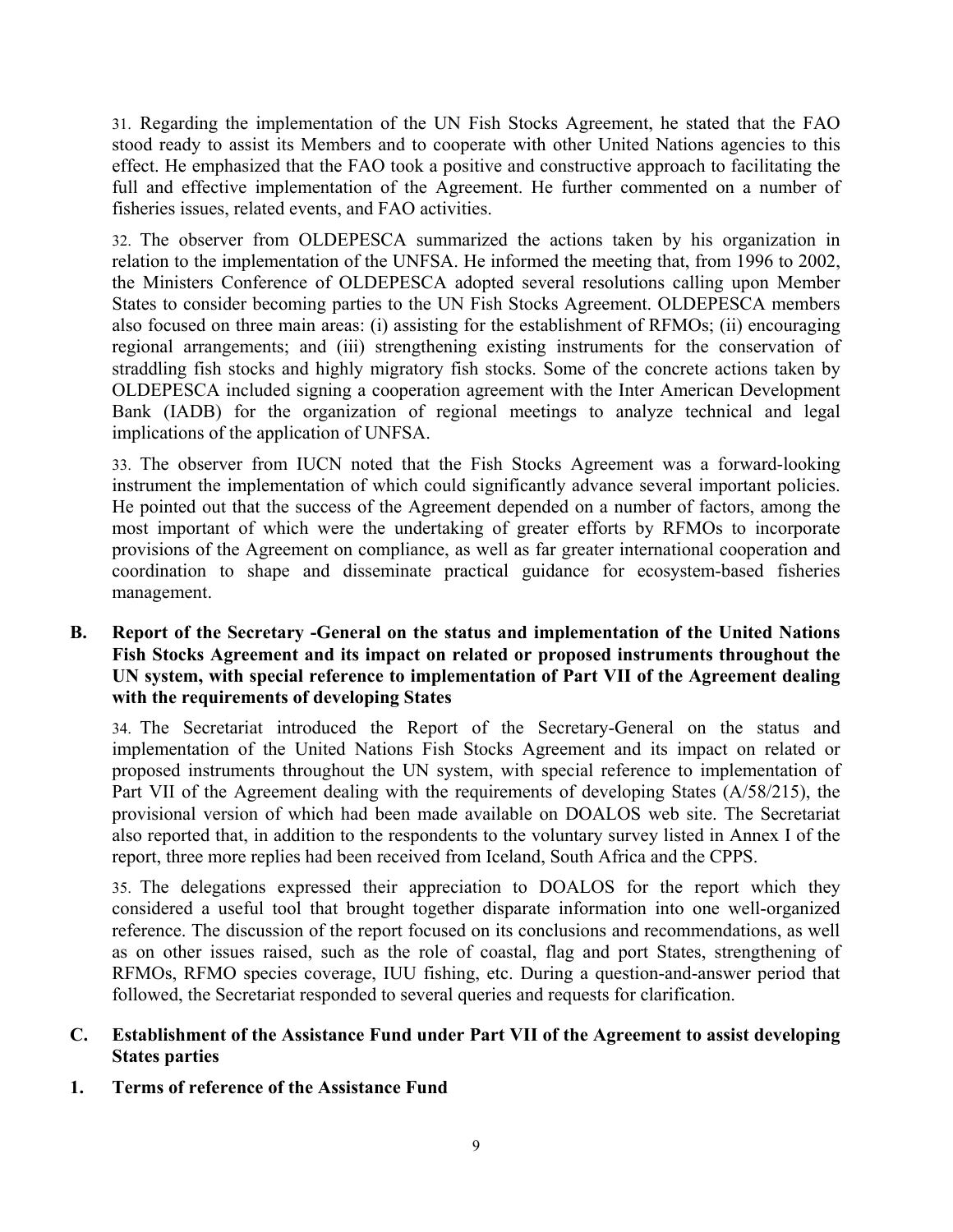31. Regarding the implementation of the UN Fish Stocks Agreement, he stated that the FAO stood ready to assist its Members and to cooperate with other United Nations agencies to this effect. He emphasized that the FAO took a positive and constructive approach to facilitating the full and effective implementation of the Agreement. He further commented on a number of fisheries issues, related events, and FAO activities.

32. The observer from OLDEPESCA summarized the actions taken by his organization in relation to the implementation of the UNFSA. He informed the meeting that, from 1996 to 2002, the Ministers Conference of OLDEPESCA adopted several resolutions calling upon Member States to consider becoming parties to the UN Fish Stocks Agreement. OLDEPESCA members also focused on three main areas: (i) assisting for the establishment of RFMOs; (ii) encouraging regional arrangements; and (iii) strengthening existing instruments for the conservation of straddling fish stocks and highly migratory fish stocks. Some of the concrete actions taken by OLDEPESCA included signing a cooperation agreement with the Inter American Development Bank (IADB) for the organization of regional meetings to analyze technical and legal implications of the application of UNFSA.

33. The observer from IUCN noted that the Fish Stocks Agreement was a forward-looking instrument the implementation of which could significantly advance several important policies. He pointed out that the success of the Agreement depended on a number of factors, among the most important of which were the undertaking of greater efforts by RFMOs to incorporate provisions of the Agreement on compliance, as well as far greater international cooperation and coordination to shape and disseminate practical guidance for ecosystem-based fisheries management.

## B. Report of the Secretary -General on the status and implementation of the United Nations Fish Stocks Agreement and its impact on related or proposed instruments throughout the UN system, with special reference to implementation of Part VII of the Agreement dealing with the requirements of developing States

34. The Secretariat introduced the Report of the Secretary-General on the status and implementation of the United Nations Fish Stocks Agreement and its impact on related or proposed instruments throughout the UN system, with special reference to implementation of Part VII of the Agreement dealing with the requirements of developing States (A/58/215), the provisional version of which had been made available on DOALOS web site. The Secretariat also reported that, in addition to the respondents to the voluntary survey listed in Annex I of the report, three more replies had been received from Iceland, South Africa and the CPPS.

35. The delegations expressed their appreciation to DOALOS for the report which they considered a useful tool that brought together disparate information into one well-organized reference. The discussion of the report focused on its conclusions and recommendations, as well as on other issues raised, such as the role of coastal, flag and port States, strengthening of RFMOs, RFMO species coverage, IUU fishing, etc. During a question-and-answer period that followed, the Secretariat responded to several queries and requests for clarification.

## C. Establishment of the Assistance Fund under Part VII of the Agreement to assist developing States parties

### 1. Terms of reference of the Assistance Fund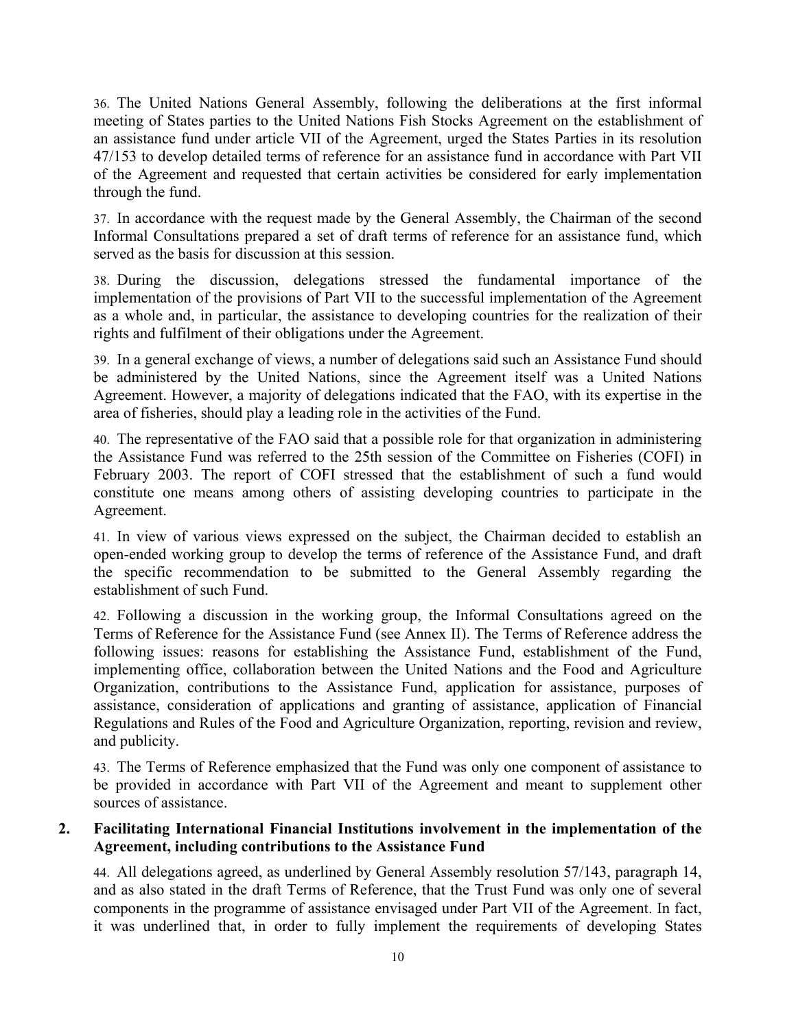36. The United Nations General Assembly, following the deliberations at the first informal meeting of States parties to the United Nations Fish Stocks Agreement on the establishment of an assistance fund under article VII of the Agreement, urged the States Parties in its resolution 47/153 to develop detailed terms of reference for an assistance fund in accordance with Part VII of the Agreement and requested that certain activities be considered for early implementation through the fund.

37. In accordance with the request made by the General Assembly, the Chairman of the second Informal Consultations prepared a set of draft terms of reference for an assistance fund, which served as the basis for discussion at this session.

38. During the discussion, delegations stressed the fundamental importance of the implementation of the provisions of Part VII to the successful implementation of the Agreement as a whole and, in particular, the assistance to developing countries for the realization of their rights and fulfilment of their obligations under the Agreement.

39. In a general exchange of views, a number of delegations said such an Assistance Fund should be administered by the United Nations, since the Agreement itself was a United Nations Agreement. However, a majority of delegations indicated that the FAO, with its expertise in the area of fisheries, should play a leading role in the activities of the Fund.

40. The representative of the FAO said that a possible role for that organization in administering the Assistance Fund was referred to the 25th session of the Committee on Fisheries (COFI) in February 2003. The report of COFI stressed that the establishment of such a fund would constitute one means among others of assisting developing countries to participate in the Agreement.

41. In view of various views expressed on the subject, the Chairman decided to establish an open-ended working group to develop the terms of reference of the Assistance Fund, and draft the specific recommendation to be submitted to the General Assembly regarding the establishment of such Fund.

42. Following a discussion in the working group, the Informal Consultations agreed on the Terms of Reference for the Assistance Fund (see Annex II). The Terms of Reference address the following issues: reasons for establishing the Assistance Fund, establishment of the Fund, implementing office, collaboration between the United Nations and the Food and Agriculture Organization, contributions to the Assistance Fund, application for assistance, purposes of assistance, consideration of applications and granting of assistance, application of Financial Regulations and Rules of the Food and Agriculture Organization, reporting, revision and review, and publicity.

43. The Terms of Reference emphasized that the Fund was only one component of assistance to be provided in accordance with Part VII of the Agreement and meant to supplement other sources of assistance.

## 2. Facilitating International Financial Institutions involvement in the implementation of the Agreement, including contributions to the Assistance Fund

44. All delegations agreed, as underlined by General Assembly resolution 57/143, paragraph 14, and as also stated in the draft Terms of Reference, that the Trust Fund was only one of several components in the programme of assistance envisaged under Part VII of the Agreement. In fact, it was underlined that, in order to fully implement the requirements of developing States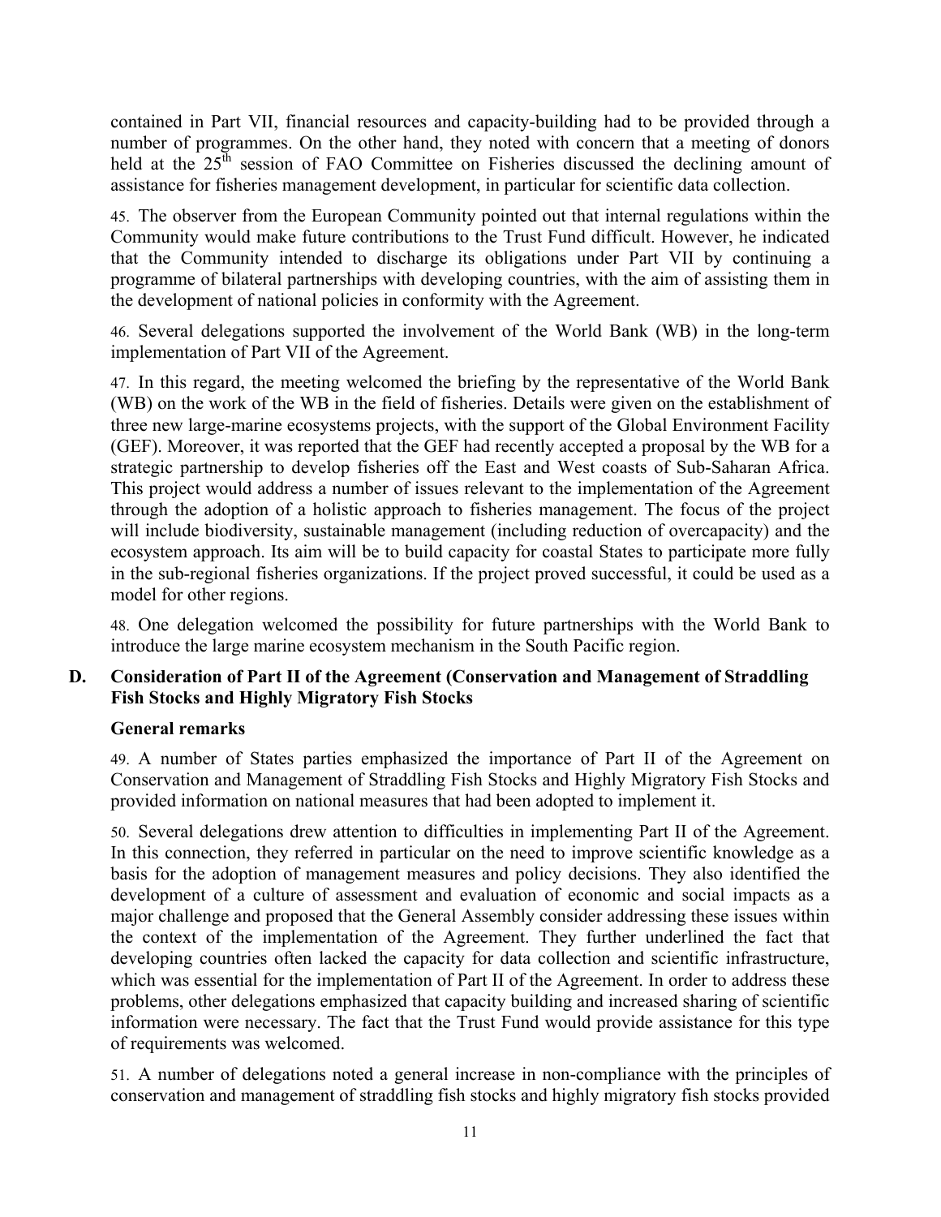contained in Part VII, financial resources and capacity-building had to be provided through a number of programmes. On the other hand, they noted with concern that a meeting of donors held at the 25th session of FAO Committee on Fisheries discussed the declining amount of assistance for fisheries management development, in particular for scientific data collection.

45. The observer from the European Community pointed out that internal regulations within the Community would make future contributions to the Trust Fund difficult. However, he indicated that the Community intended to discharge its obligations under Part VII by continuing a programme of bilateral partnerships with developing countries, with the aim of assisting them in the development of national policies in conformity with the Agreement.

46. Several delegations supported the involvement of the World Bank (WB) in the long-term implementation of Part VII of the Agreement.

47. In this regard, the meeting welcomed the briefing by the representative of the World Bank (WB) on the work of the WB in the field of fisheries. Details were given on the establishment of three new large-marine ecosystems projects, with the support of the Global Environment Facility (GEF). Moreover, it was reported that the GEF had recently accepted a proposal by the WB for a strategic partnership to develop fisheries off the East and West coasts of Sub-Saharan Africa. This project would address a number of issues relevant to the implementation of the Agreement through the adoption of a holistic approach to fisheries management. The focus of the project will include biodiversity, sustainable management (including reduction of overcapacity) and the ecosystem approach. Its aim will be to build capacity for coastal States to participate more fully in the sub-regional fisheries organizations. If the project proved successful, it could be used as a model for other regions.

48. One delegation welcomed the possibility for future partnerships with the World Bank to introduce the large marine ecosystem mechanism in the South Pacific region.

## D. Consideration of Part II of the Agreement (Conservation and Management of Straddling Fish Stocks and Highly Migratory Fish Stocks

### General remarks

49. A number of States parties emphasized the importance of Part II of the Agreement on Conservation and Management of Straddling Fish Stocks and Highly Migratory Fish Stocks and provided information on national measures that had been adopted to implement it.

50. Several delegations drew attention to difficulties in implementing Part II of the Agreement. In this connection, they referred in particular on the need to improve scientific knowledge as a basis for the adoption of management measures and policy decisions. They also identified the development of a culture of assessment and evaluation of economic and social impacts as a major challenge and proposed that the General Assembly consider addressing these issues within the context of the implementation of the Agreement. They further underlined the fact that developing countries often lacked the capacity for data collection and scientific infrastructure, which was essential for the implementation of Part II of the Agreement. In order to address these problems, other delegations emphasized that capacity building and increased sharing of scientific information were necessary. The fact that the Trust Fund would provide assistance for this type of requirements was welcomed.

51. A number of delegations noted a general increase in non-compliance with the principles of conservation and management of straddling fish stocks and highly migratory fish stocks provided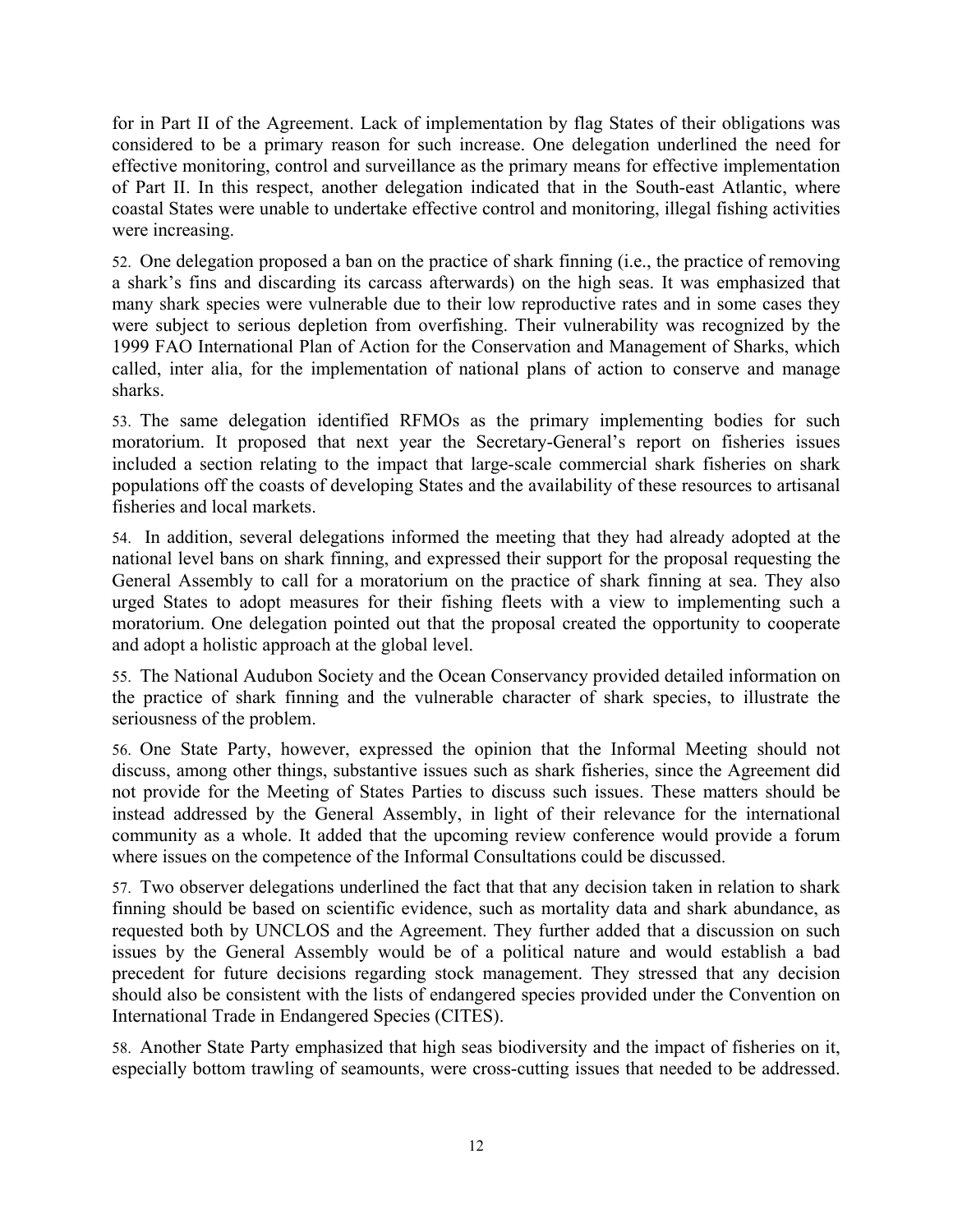for in Part II of the Agreement. Lack of implementation by flag States of their obligations was considered to be a primary reason for such increase. One delegation underlined the need for effective monitoring, control and surveillance as the primary means for effective implementation of Part II. In this respect, another delegation indicated that in the South-east Atlantic, where coastal States were unable to undertake effective control and monitoring, illegal fishing activities were increasing.

52. One delegation proposed a ban on the practice of shark finning (i.e., the practice of removing a shark's fins and discarding its carcass afterwards) on the high seas. It was emphasized that many shark species were vulnerable due to their low reproductive rates and in some cases they were subject to serious depletion from overfishing. Their vulnerability was recognized by the 1999 FAO International Plan of Action for the Conservation and Management of Sharks, which called, inter alia, for the implementation of national plans of action to conserve and manage sharks.

53. The same delegation identified RFMOs as the primary implementing bodies for such moratorium. It proposed that next year the Secretary-General's report on fisheries issues included a section relating to the impact that large-scale commercial shark fisheries on shark populations off the coasts of developing States and the availability of these resources to artisanal fisheries and local markets.

54. In addition, several delegations informed the meeting that they had already adopted at the national level bans on shark finning, and expressed their support for the proposal requesting the General Assembly to call for a moratorium on the practice of shark finning at sea. They also urged States to adopt measures for their fishing fleets with a view to implementing such a moratorium. One delegation pointed out that the proposal created the opportunity to cooperate and adopt a holistic approach at the global level.

55. The National Audubon Society and the Ocean Conservancy provided detailed information on the practice of shark finning and the vulnerable character of shark species, to illustrate the seriousness of the problem.

56. One State Party, however, expressed the opinion that the Informal Meeting should not discuss, among other things, substantive issues such as shark fisheries, since the Agreement did not provide for the Meeting of States Parties to discuss such issues. These matters should be instead addressed by the General Assembly, in light of their relevance for the international community as a whole. It added that the upcoming review conference would provide a forum where issues on the competence of the Informal Consultations could be discussed.

57. Two observer delegations underlined the fact that that any decision taken in relation to shark finning should be based on scientific evidence, such as mortality data and shark abundance, as requested both by UNCLOS and the Agreement. They further added that a discussion on such issues by the General Assembly would be of a political nature and would establish a bad precedent for future decisions regarding stock management. They stressed that any decision should also be consistent with the lists of endangered species provided under the Convention on International Trade in Endangered Species (CITES).

58. Another State Party emphasized that high seas biodiversity and the impact of fisheries on it, especially bottom trawling of seamounts, were cross-cutting issues that needed to be addressed.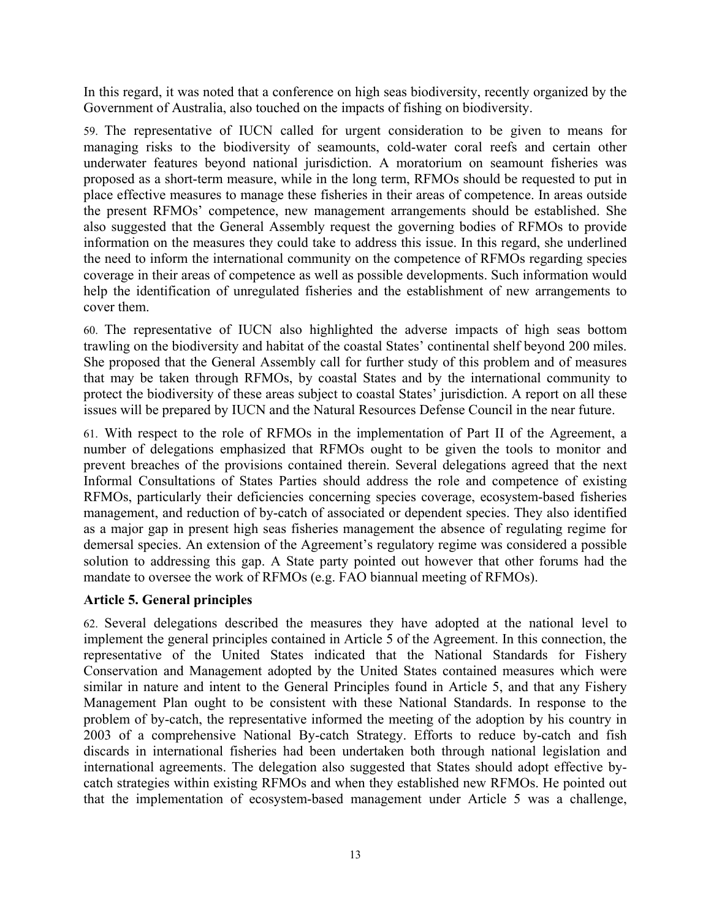In this regard, it was noted that a conference on high seas biodiversity, recently organized by the Government of Australia, also touched on the impacts of fishing on biodiversity.

59. The representative of IUCN called for urgent consideration to be given to means for managing risks to the biodiversity of seamounts, cold-water coral reefs and certain other underwater features beyond national jurisdiction. A moratorium on seamount fisheries was proposed as a short-term measure, while in the long term, RFMOs should be requested to put in place effective measures to manage these fisheries in their areas of competence. In areas outside the present RFMOs' competence, new management arrangements should be established. She also suggested that the General Assembly request the governing bodies of RFMOs to provide information on the measures they could take to address this issue. In this regard, she underlined the need to inform the international community on the competence of RFMOs regarding species coverage in their areas of competence as well as possible developments. Such information would help the identification of unregulated fisheries and the establishment of new arrangements to cover them.

60. The representative of IUCN also highlighted the adverse impacts of high seas bottom trawling on the biodiversity and habitat of the coastal States' continental shelf beyond 200 miles. She proposed that the General Assembly call for further study of this problem and of measures that may be taken through RFMOs, by coastal States and by the international community to protect the biodiversity of these areas subject to coastal States' jurisdiction. A report on all these issues will be prepared by IUCN and the Natural Resources Defense Council in the near future.

61. With respect to the role of RFMOs in the implementation of Part II of the Agreement, a number of delegations emphasized that RFMOs ought to be given the tools to monitor and prevent breaches of the provisions contained therein. Several delegations agreed that the next Informal Consultations of States Parties should address the role and competence of existing RFMOs, particularly their deficiencies concerning species coverage, ecosystem-based fisheries management, and reduction of by-catch of associated or dependent species. They also identified as a major gap in present high seas fisheries management the absence of regulating regime for demersal species. An extension of the Agreement's regulatory regime was considered a possible solution to addressing this gap. A State party pointed out however that other forums had the mandate to oversee the work of RFMOs (e.g. FAO biannual meeting of RFMOs).

### Article 5. General principles

62. Several delegations described the measures they have adopted at the national level to implement the general principles contained in Article 5 of the Agreement. In this connection, the representative of the United States indicated that the National Standards for Fishery Conservation and Management adopted by the United States contained measures which were similar in nature and intent to the General Principles found in Article 5, and that any Fishery Management Plan ought to be consistent with these National Standards. In response to the problem of by-catch, the representative informed the meeting of the adoption by his country in 2003 of a comprehensive National By-catch Strategy. Efforts to reduce by-catch and fish discards in international fisheries had been undertaken both through national legislation and international agreements. The delegation also suggested that States should adopt effective by-catch strategies within existing RFMOs and when they established new RFMOs. He pointed out that the implementation of ecosystem-based management under Article 5 was a challenge,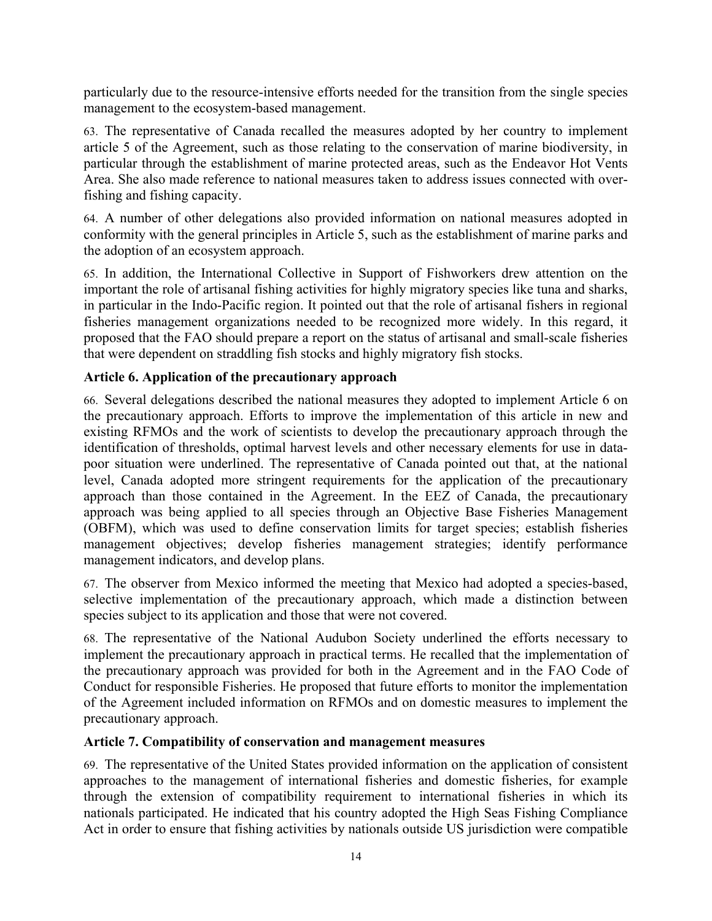particularly due to the resource-intensive efforts needed for the transition from the single species management to the ecosystem-based management.

63. The representative of Canada recalled the measures adopted by her country to implement article 5 of the Agreement, such as those relating to the conservation of marine biodiversity, in particular through the establishment of marine protected areas, such as the Endeavor Hot Vents Area. She also made reference to national measures taken to address issues connected with over-fishing and fishing capacity.

64. A number of other delegations also provided information on national measures adopted in conformity with the general principles in Article 5, such as the establishment of marine parks and the adoption of an ecosystem approach.

65. In addition, the International Collective in Support of Fishworkers drew attention on the important the role of artisanal fishing activities for highly migratory species like tuna and sharks, in particular in the Indo-Pacific region. It pointed out that the role of artisanal fishers in regional fisheries management organizations needed to be recognized more widely. In this regard, it proposed that the FAO should prepare a report on the status of artisanal and small-scale fisheries that were dependent on straddling fish stocks and highly migratory fish stocks.

### Article 6. Application of the precautionary approach

66. Several delegations described the national measures they adopted to implement Article 6 on the precautionary approach. Efforts to improve the implementation of this article in new and existing RFMOs and the work of scientists to develop the precautionary approach through the identification of thresholds, optimal harvest levels and other necessary elements for use in data-poor situation were underlined. The representative of Canada pointed out that, at the national level, Canada adopted more stringent requirements for the application of the precautionary approach than those contained in the Agreement. In the EEZ of Canada, the precautionary approach was being applied to all species through an Objective Base Fisheries Management (OBFM), which was used to define conservation limits for target species; establish fisheries management objectives; develop fisheries management strategies; identify performance management indicators, and develop plans.

67. The observer from Mexico informed the meeting that Mexico had adopted a species-based, selective implementation of the precautionary approach, which made a distinction between species subject to its application and those that were not covered.

68. The representative of the National Audubon Society underlined the efforts necessary to implement the precautionary approach in practical terms. He recalled that the implementation of the precautionary approach was provided for both in the Agreement and in the FAO Code of Conduct for responsible Fisheries. He proposed that future efforts to monitor the implementation of the Agreement included information on RFMOs and on domestic measures to implement the precautionary approach.

### Article 7. Compatibility of conservation and management measures

69. The representative of the United States provided information on the application of consistent approaches to the management of international fisheries and domestic fisheries, for example through the extension of compatibility requirement to international fisheries in which its nationals participated. He indicated that his country adopted the High Seas Fishing Compliance Act in order to ensure that fishing activities by nationals outside US jurisdiction were compatible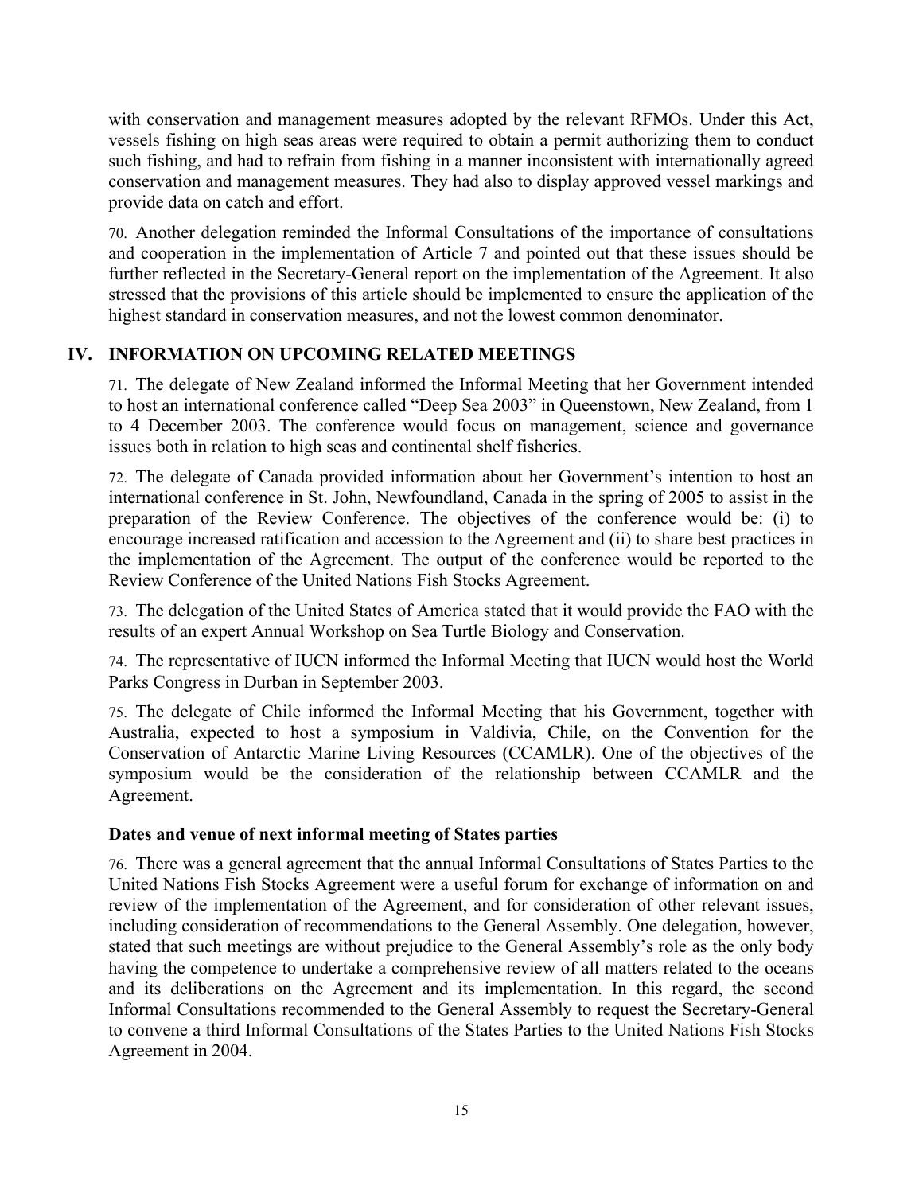with conservation and management measures adopted by the relevant RFMOs. Under this Act, vessels fishing on high seas areas were required to obtain a permit authorizing them to conduct such fishing, and had to refrain from fishing in a manner inconsistent with internationally agreed conservation and management measures. They had also to display approved vessel markings and provide data on catch and effort.

70. Another delegation reminded the Informal Consultations of the importance of consultations and cooperation in the implementation of Article 7 and pointed out that these issues should be further reflected in the Secretary-General report on the implementation of the Agreement. It also stressed that the provisions of this article should be implemented to ensure the application of the highest standard in conservation measures, and not the lowest common denominator.

## IV. INFORMATION ON UPCOMING RELATED MEETINGS

71. The delegate of New Zealand informed the Informal Meeting that her Government intended to host an international conference called "Deep Sea 2003" in Queenstown, New Zealand, from 1 to 4 December 2003. The conference would focus on management, science and governance issues both in relation to high seas and continental shelf fisheries.

72. The delegate of Canada provided information about her Government's intention to host an international conference in St. John, Newfoundland, Canada in the spring of 2005 to assist in the preparation of the Review Conference. The objectives of the conference would be: (i) to encourage increased ratification and accession to the Agreement and (ii) to share best practices in the implementation of the Agreement. The output of the conference would be reported to the Review Conference of the United Nations Fish Stocks Agreement.

73. The delegation of the United States of America stated that it would provide the FAO with the results of an expert Annual Workshop on Sea Turtle Biology and Conservation.

74. The representative of IUCN informed the Informal Meeting that IUCN would host the World Parks Congress in Durban in September 2003.

75. The delegate of Chile informed the Informal Meeting that his Government, together with Australia, expected to host a symposium in Valdivia, Chile, on the Convention for the Conservation of Antarctic Marine Living Resources (CCAMLR). One of the objectives of the symposium would be the consideration of the relationship between CCAMLR and the Agreement.

### Dates and venue of next informal meeting of States parties

76. There was a general agreement that the annual Informal Consultations of States Parties to the United Nations Fish Stocks Agreement were a useful forum for exchange of information on and review of the implementation of the Agreement, and for consideration of other relevant issues, including consideration of recommendations to the General Assembly. One delegation, however, stated that such meetings are without prejudice to the General Assembly's role as the only body having the competence to undertake a comprehensive review of all matters related to the oceans and its deliberations on the Agreement and its implementation. In this regard, the second Informal Consultations recommended to the General Assembly to request the Secretary-General to convene a third Informal Consultations of the States Parties to the United Nations Fish Stocks Agreement in 2004.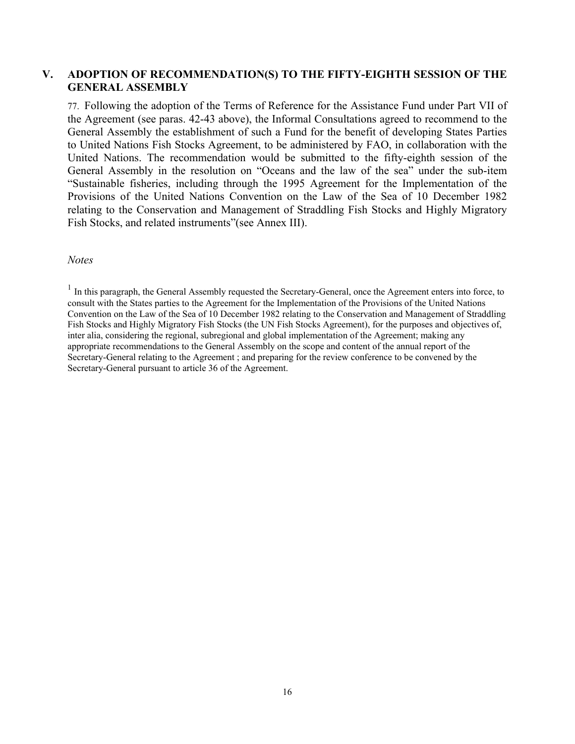## V. ADOPTION OF RECOMMENDATION(S) TO THE FIFTY-EIGHTH SESSION OF THE GENERAL ASSEMBLY

77. Following the adoption of the Terms of Reference for the Assistance Fund under Part VII of the Agreement (see paras. 42-43 above), the Informal Consultations agreed to recommend to the General Assembly the establishment of such a Fund for the benefit of developing States Parties to United Nations Fish Stocks Agreement, to be administered by FAO, in collaboration with the United Nations. The recommendation would be submitted to the fifty-eighth session of the General Assembly in the resolution on "Oceans and the law of the sea" under the sub-item "Sustainable fisheries, including through the 1995 Agreement for the Implementation of the Provisions of the United Nations Convention on the Law of the Sea of 10 December 1982 relating to the Conservation and Management of Straddling Fish Stocks and Highly Migratory Fish Stocks, and related instruments"(see Annex III).

*Notes*

[1] In this paragraph, the General Assembly requested the Secretary-General, once the Agreement enters into force, to consult with the States parties to the Agreement for the Implementation of the Provisions of the United Nations Convention on the Law of the Sea of 10 December 1982 relating to the Conservation and Management of Straddling Fish Stocks and Highly Migratory Fish Stocks (the UN Fish Stocks Agreement), for the purposes and objectives of, inter alia, considering the regional, subregional and global implementation of the Agreement; making any appropriate recommendations to the General Assembly on the scope and content of the annual report of the Secretary-General relating to the Agreement ; and preparing for the review conference to be convened by the Secretary-General pursuant to article 36 of the Agreement.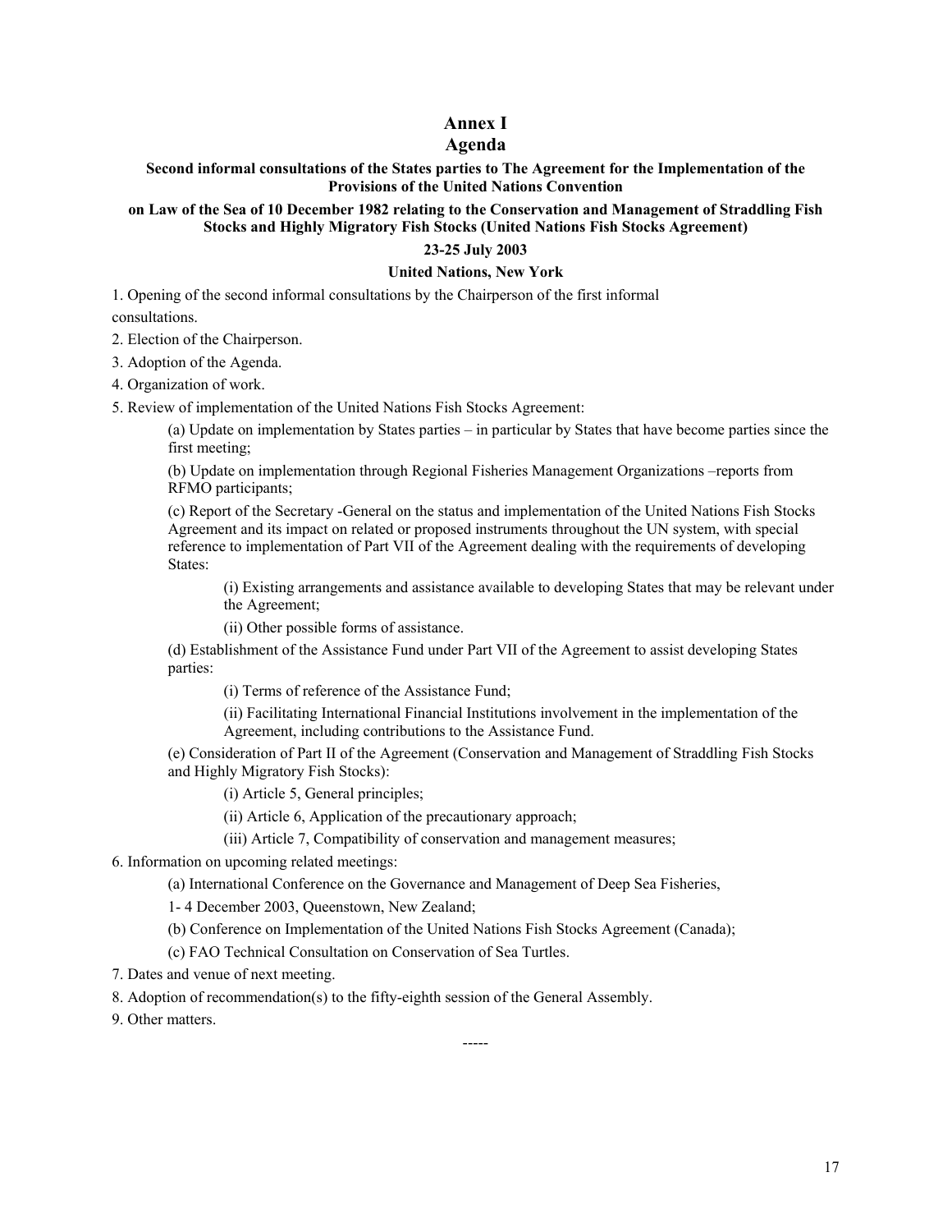# Annex I
## Agenda

### Second informal consultations of the States parties to The Agreement for the Implementation of the Provisions of the United Nations Convention on Law of the Sea of 10 December 1982 relating to the Conservation and Management of Straddling Fish Stocks and Highly Migratory Fish Stocks (United Nations Fish Stocks Agreement)

**23-25 July 2003**

**United Nations, New York**

1. Opening of the second informal consultations by the Chairperson of the first informal consultations.
2. Election of the Chairperson.
3. Adoption of the Agenda.
4. Organization of work.
5. Review of implementation of the United Nations Fish Stocks Agreement:

    (a) Update on implementation by States parties – in particular by States that have become parties since the first meeting;

    (b) Update on implementation through Regional Fisheries Management Organizations –reports from RFMO participants;

    (c) Report of the Secretary -General on the status and implementation of the United Nations Fish Stocks Agreement and its impact on related or proposed instruments throughout the UN system, with special reference to implementation of Part VII of the Agreement dealing with the requirements of developing States:

        (i) Existing arrangements and assistance available to developing States that may be relevant under the Agreement;

        (ii) Other possible forms of assistance.

    (d) Establishment of the Assistance Fund under Part VII of the Agreement to assist developing States parties:

        (i) Terms of reference of the Assistance Fund;

        (ii) Facilitating International Financial Institutions involvement in the implementation of the Agreement, including contributions to the Assistance Fund.

    (e) Consideration of Part II of the Agreement (Conservation and Management of Straddling Fish Stocks and Highly Migratory Fish Stocks):

        (i) Article 5, General principles;

        (ii) Article 6, Application of the precautionary approach;

        (iii) Article 7, Compatibility of conservation and management measures;

6. Information on upcoming related meetings:

    (a) International Conference on the Governance and Management of Deep Sea Fisheries,

    1- 4 December 2003, Queenstown, New Zealand;

    (b) Conference on Implementation of the United Nations Fish Stocks Agreement (Canada);

    (c) FAO Technical Consultation on Conservation of Sea Turtles.

7. Dates and venue of next meeting.
8. Adoption of recommendation(s) to the fifty-eighth session of the General Assembly.
9. Other matters.

-----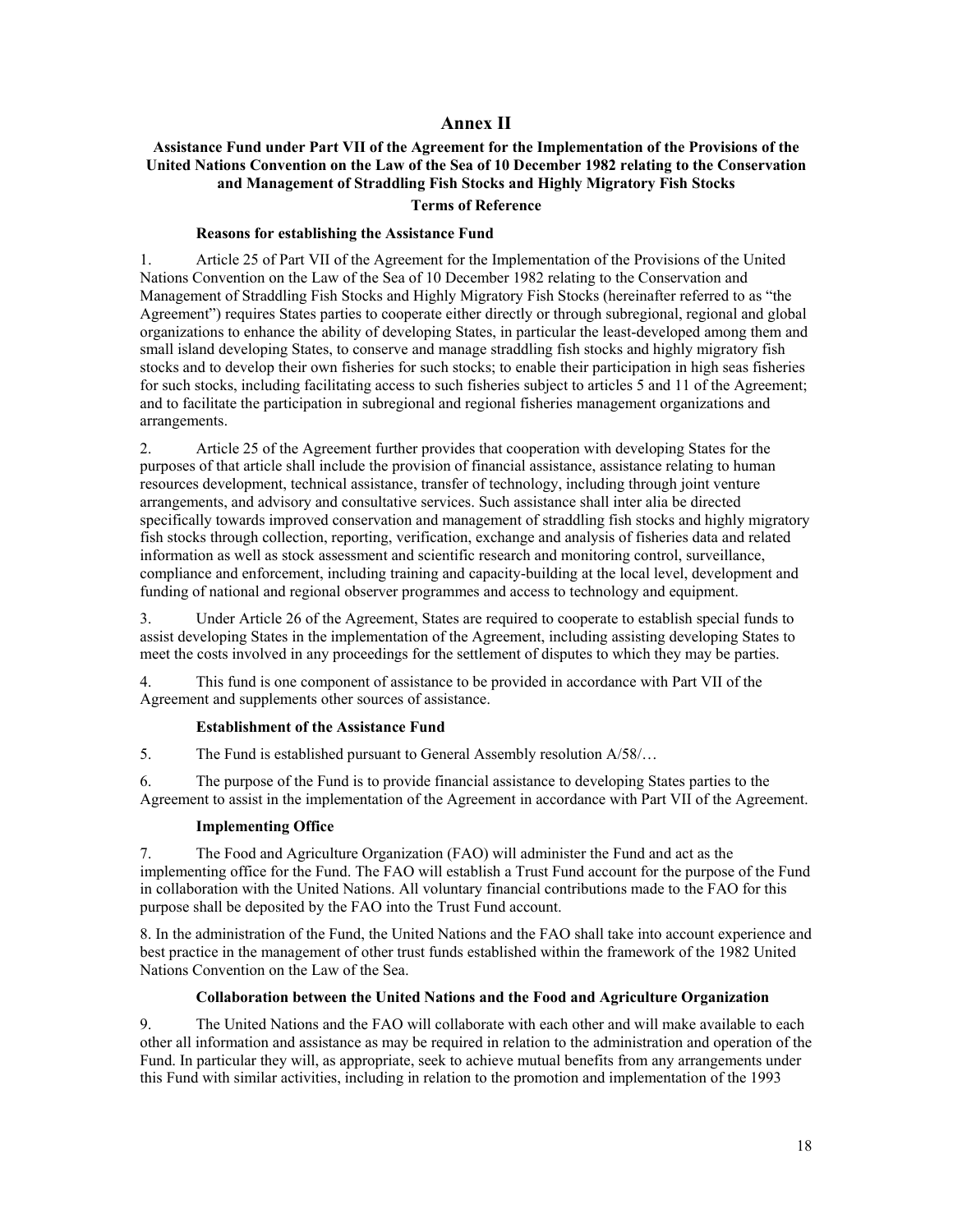# Annex II

## Assistance Fund under Part VII of the Agreement for the Implementation of the Provisions of the United Nations Convention on the Law of the Sea of 10 December 1982 relating to the Conservation and Management of Straddling Fish Stocks and Highly Migratory Fish Stocks

### Terms of Reference

#### Reasons for establishing the Assistance Fund

1. Article 25 of Part VII of the Agreement for the Implementation of the Provisions of the United Nations Convention on the Law of the Sea of 10 December 1982 relating to the Conservation and Management of Straddling Fish Stocks and Highly Migratory Fish Stocks (hereinafter referred to as "the Agreement") requires States parties to cooperate either directly or through subregional, regional and global organizations to enhance the ability of developing States, in particular the least-developed among them and small island developing States, to conserve and manage straddling fish stocks and highly migratory fish stocks and to develop their own fisheries for such stocks; to enable their participation in high seas fisheries for such stocks, including facilitating access to such fisheries subject to articles 5 and 11 of the Agreement; and to facilitate the participation in subregional and regional fisheries management organizations and arrangements.

2. Article 25 of the Agreement further provides that cooperation with developing States for the purposes of that article shall include the provision of financial assistance, assistance relating to human resources development, technical assistance, transfer of technology, including through joint venture arrangements, and advisory and consultative services. Such assistance shall inter alia be directed specifically towards improved conservation and management of straddling fish stocks and highly migratory fish stocks through collection, reporting, verification, exchange and analysis of fisheries data and related information as well as stock assessment and scientific research and monitoring control, surveillance, compliance and enforcement, including training and capacity-building at the local level, development and funding of national and regional observer programmes and access to technology and equipment.

3. Under Article 26 of the Agreement, States are required to cooperate to establish special funds to assist developing States in the implementation of the Agreement, including assisting developing States to meet the costs involved in any proceedings for the settlement of disputes to which they may be parties.

4. This fund is one component of assistance to be provided in accordance with Part VII of the Agreement and supplements other sources of assistance.

#### Establishment of the Assistance Fund

5. The Fund is established pursuant to General Assembly resolution A/58/…

6. The purpose of the Fund is to provide financial assistance to developing States parties to the Agreement to assist in the implementation of the Agreement in accordance with Part VII of the Agreement.

#### Implementing Office

7. The Food and Agriculture Organization (FAO) will administer the Fund and act as the implementing office for the Fund. The FAO will establish a Trust Fund account for the purpose of the Fund in collaboration with the United Nations. All voluntary financial contributions made to the FAO for this purpose shall be deposited by the FAO into the Trust Fund account.

8. In the administration of the Fund, the United Nations and the FAO shall take into account experience and best practice in the management of other trust funds established within the framework of the 1982 United Nations Convention on the Law of the Sea.

#### Collaboration between the United Nations and the Food and Agriculture Organization

9. The United Nations and the FAO will collaborate with each other and will make available to each other all information and assistance as may be required in relation to the administration and operation of the Fund. In particular they will, as appropriate, seek to achieve mutual benefits from any arrangements under this Fund with similar activities, including in relation to the promotion and implementation of the 1993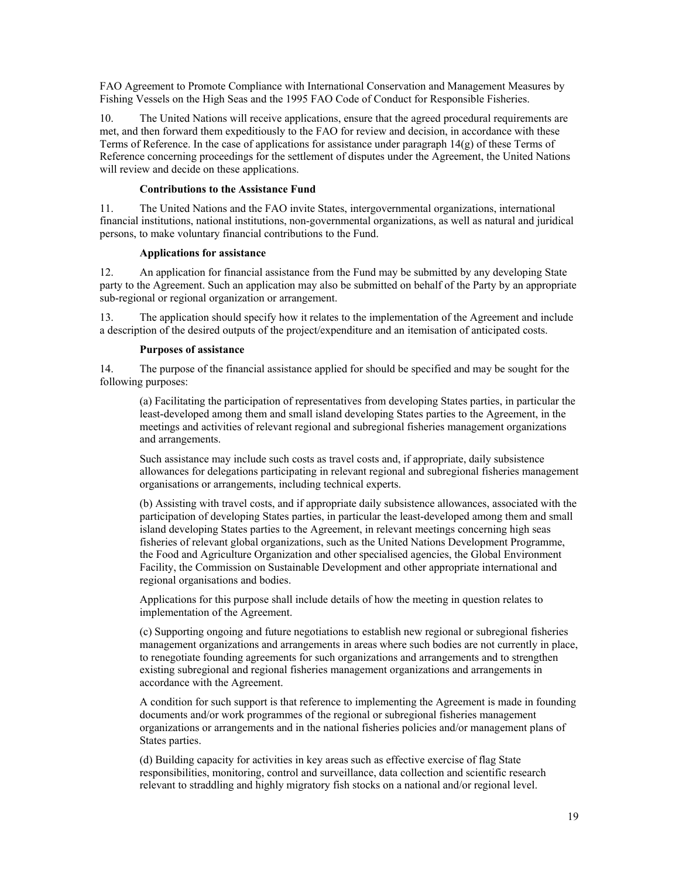FAO Agreement to Promote Compliance with International Conservation and Management Measures by Fishing Vessels on the High Seas and the 1995 FAO Code of Conduct for Responsible Fisheries.

10. The United Nations will receive applications, ensure that the agreed procedural requirements are met, and then forward them expeditiously to the FAO for review and decision, in accordance with these Terms of Reference. In the case of applications for assistance under paragraph 14(g) of these Terms of Reference concerning proceedings for the settlement of disputes under the Agreement, the United Nations will review and decide on these applications.

**Contributions to the Assistance Fund**

11. The United Nations and the FAO invite States, intergovernmental organizations, international financial institutions, national institutions, non-governmental organizations, as well as natural and juridical persons, to make voluntary financial contributions to the Fund.

**Applications for assistance**

12. An application for financial assistance from the Fund may be submitted by any developing State party to the Agreement. Such an application may also be submitted on behalf of the Party by an appropriate sub-regional or regional organization or arrangement.

13. The application should specify how it relates to the implementation of the Agreement and include a description of the desired outputs of the project/expenditure and an itemisation of anticipated costs.

**Purposes of assistance**

14. The purpose of the financial assistance applied for should be specified and may be sought for the following purposes:

(a) Facilitating the participation of representatives from developing States parties, in particular the least-developed among them and small island developing States parties to the Agreement, in the meetings and activities of relevant regional and subregional fisheries management organizations and arrangements.

Such assistance may include such costs as travel costs and, if appropriate, daily subsistence allowances for delegations participating in relevant regional and subregional fisheries management organisations or arrangements, including technical experts.

(b) Assisting with travel costs, and if appropriate daily subsistence allowances, associated with the participation of developing States parties, in particular the least-developed among them and small island developing States parties to the Agreement, in relevant meetings concerning high seas fisheries of relevant global organizations, such as the United Nations Development Programme, the Food and Agriculture Organization and other specialised agencies, the Global Environment Facility, the Commission on Sustainable Development and other appropriate international and regional organisations and bodies.

Applications for this purpose shall include details of how the meeting in question relates to implementation of the Agreement.

(c) Supporting ongoing and future negotiations to establish new regional or subregional fisheries management organizations and arrangements in areas where such bodies are not currently in place, to renegotiate founding agreements for such organizations and arrangements and to strengthen existing subregional and regional fisheries management organizations and arrangements in accordance with the Agreement.

A condition for such support is that reference to implementing the Agreement is made in founding documents and/or work programmes of the regional or subregional fisheries management organizations or arrangements and in the national fisheries policies and/or management plans of States parties.

(d) Building capacity for activities in key areas such as effective exercise of flag State responsibilities, monitoring, control and surveillance, data collection and scientific research relevant to straddling and highly migratory fish stocks on a national and/or regional level.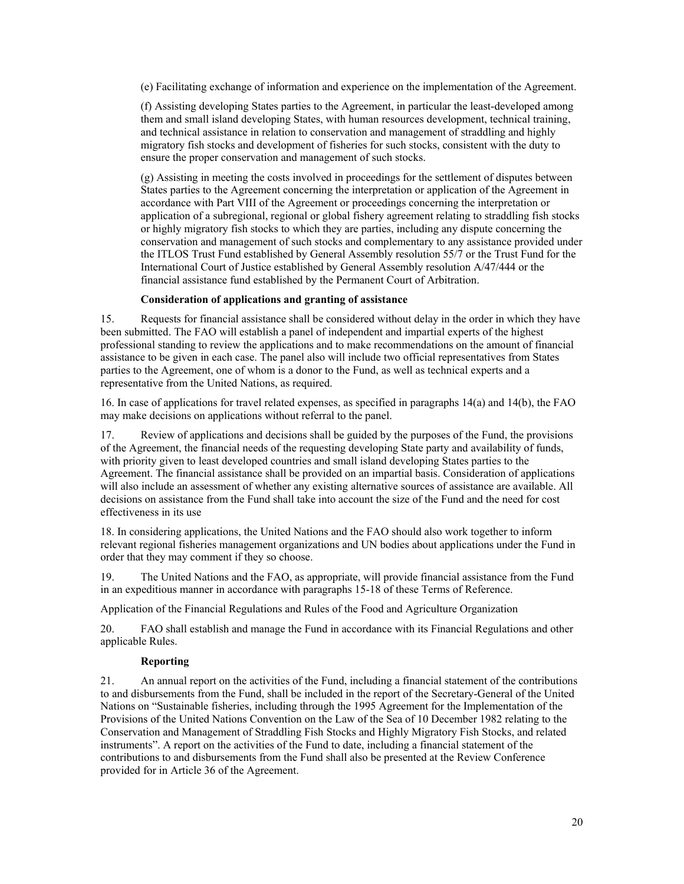(e) Facilitating exchange of information and experience on the implementation of the Agreement.

(f) Assisting developing States parties to the Agreement, in particular the least-developed among them and small island developing States, with human resources development, technical training, and technical assistance in relation to conservation and management of straddling and highly migratory fish stocks and development of fisheries for such stocks, consistent with the duty to ensure the proper conservation and management of such stocks.

(g) Assisting in meeting the costs involved in proceedings for the settlement of disputes between States parties to the Agreement concerning the interpretation or application of the Agreement in accordance with Part VIII of the Agreement or proceedings concerning the interpretation or application of a subregional, regional or global fishery agreement relating to straddling fish stocks or highly migratory fish stocks to which they are parties, including any dispute concerning the conservation and management of such stocks and complementary to any assistance provided under the ITLOS Trust Fund established by General Assembly resolution 55/7 or the Trust Fund for the International Court of Justice established by General Assembly resolution A/47/444 or the financial assistance fund established by the Permanent Court of Arbitration.

**Consideration of applications and granting of assistance**

15. Requests for financial assistance shall be considered without delay in the order in which they have been submitted. The FAO will establish a panel of independent and impartial experts of the highest professional standing to review the applications and to make recommendations on the amount of financial assistance to be given in each case. The panel also will include two official representatives from States parties to the Agreement, one of whom is a donor to the Fund, as well as technical experts and a representative from the United Nations, as required.

16. In case of applications for travel related expenses, as specified in paragraphs 14(a) and 14(b), the FAO may make decisions on applications without referral to the panel.

17. Review of applications and decisions shall be guided by the purposes of the Fund, the provisions of the Agreement, the financial needs of the requesting developing State party and availability of funds, with priority given to least developed countries and small island developing States parties to the Agreement. The financial assistance shall be provided on an impartial basis. Consideration of applications will also include an assessment of whether any existing alternative sources of assistance are available. All decisions on assistance from the Fund shall take into account the size of the Fund and the need for cost effectiveness in its use

18. In considering applications, the United Nations and the FAO should also work together to inform relevant regional fisheries management organizations and UN bodies about applications under the Fund in order that they may comment if they so choose.

19. The United Nations and the FAO, as appropriate, will provide financial assistance from the Fund in an expeditious manner in accordance with paragraphs 15-18 of these Terms of Reference.

Application of the Financial Regulations and Rules of the Food and Agriculture Organization

20. FAO shall establish and manage the Fund in accordance with its Financial Regulations and other applicable Rules.

**Reporting**

21. An annual report on the activities of the Fund, including a financial statement of the contributions to and disbursements from the Fund, shall be included in the report of the Secretary-General of the United Nations on "Sustainable fisheries, including through the 1995 Agreement for the Implementation of the Provisions of the United Nations Convention on the Law of the Sea of 10 December 1982 relating to the Conservation and Management of Straddling Fish Stocks and Highly Migratory Fish Stocks, and related instruments". A report on the activities of the Fund to date, including a financial statement of the contributions to and disbursements from the Fund shall also be presented at the Review Conference provided for in Article 36 of the Agreement.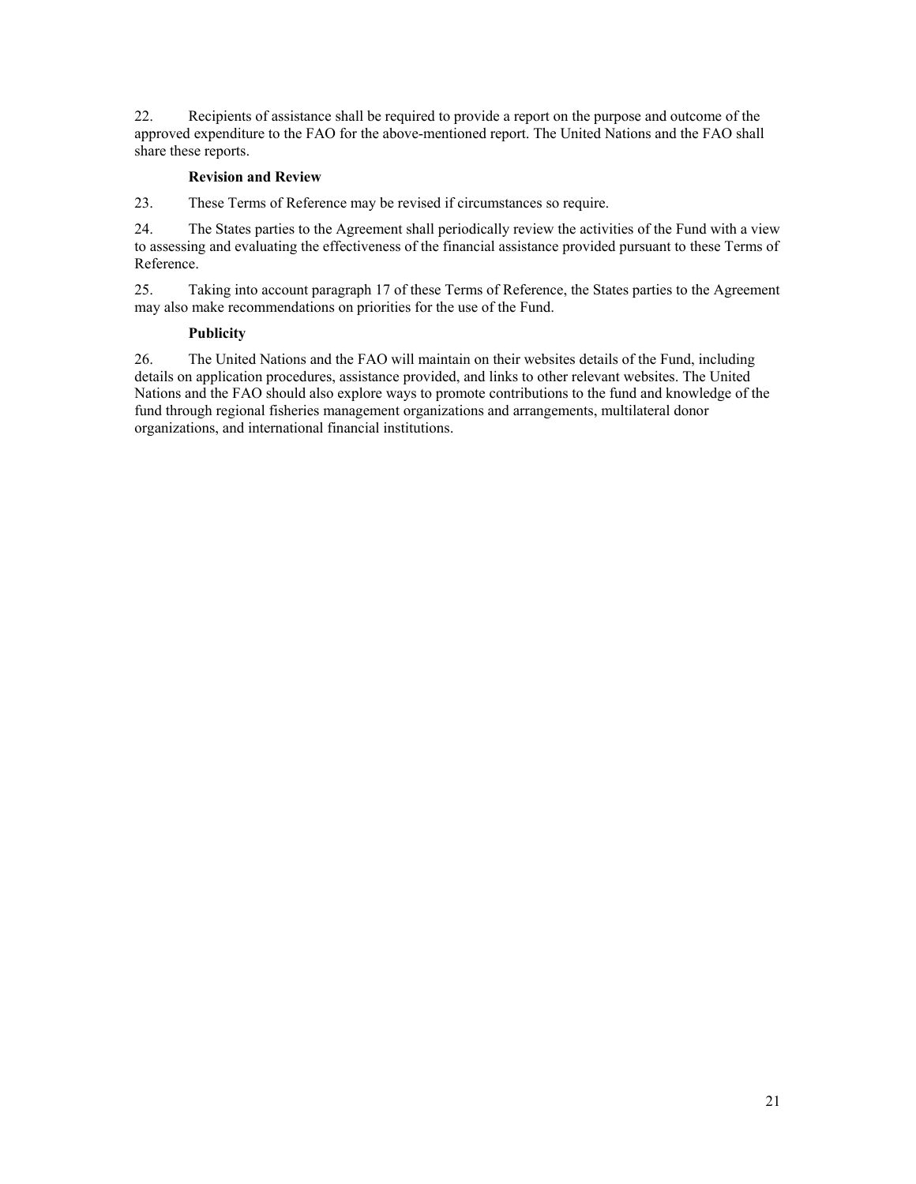22. Recipients of assistance shall be required to provide a report on the purpose and outcome of the approved expenditure to the FAO for the above-mentioned report. The United Nations and the FAO shall share these reports.

**Revision and Review**

23. These Terms of Reference may be revised if circumstances so require.

24. The States parties to the Agreement shall periodically review the activities of the Fund with a view to assessing and evaluating the effectiveness of the financial assistance provided pursuant to these Terms of Reference.

25. Taking into account paragraph 17 of these Terms of Reference, the States parties to the Agreement may also make recommendations on priorities for the use of the Fund.

**Publicity**

26. The United Nations and the FAO will maintain on their websites details of the Fund, including details on application procedures, assistance provided, and links to other relevant websites. The United Nations and the FAO should also explore ways to promote contributions to the fund and knowledge of the fund through regional fisheries management organizations and arrangements, multilateral donor organizations, and international financial institutions.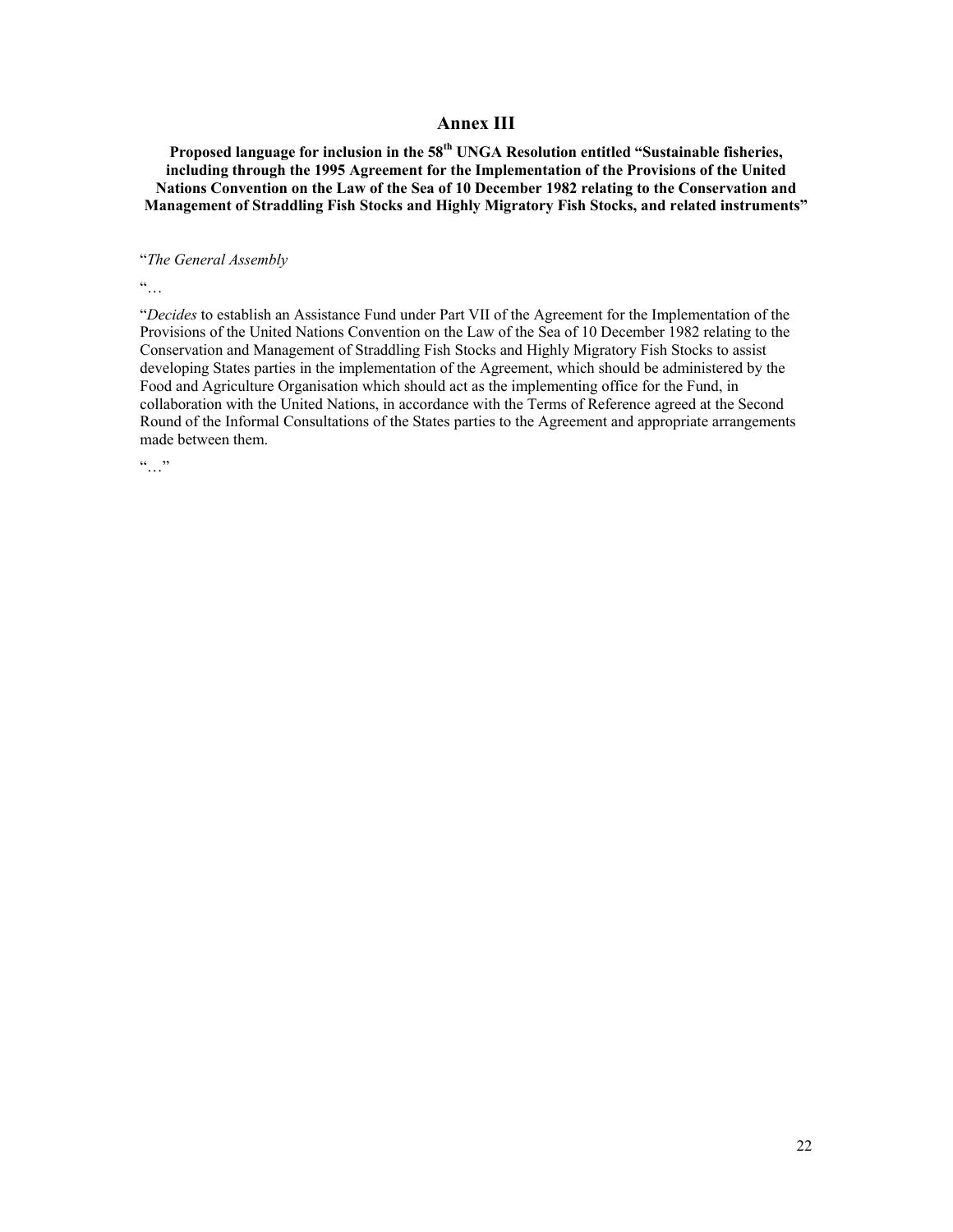# Annex III

**Proposed language for inclusion in the 58th UNGA Resolution entitled "Sustainable fisheries, including through the 1995 Agreement for the Implementation of the Provisions of the United Nations Convention on the Law of the Sea of 10 December 1982 relating to the Conservation and Management of Straddling Fish Stocks and Highly Migratory Fish Stocks, and related instruments"**

"*The General Assembly*

"…

"*Decides* to establish an Assistance Fund under Part VII of the Agreement for the Implementation of the Provisions of the United Nations Convention on the Law of the Sea of 10 December 1982 relating to the Conservation and Management of Straddling Fish Stocks and Highly Migratory Fish Stocks to assist developing States parties in the implementation of the Agreement, which should be administered by the Food and Agriculture Organisation which should act as the implementing office for the Fund, in collaboration with the United Nations, in accordance with the Terms of Reference agreed at the Second Round of the Informal Consultations of the States parties to the Agreement and appropriate arrangements made between them.

"…"